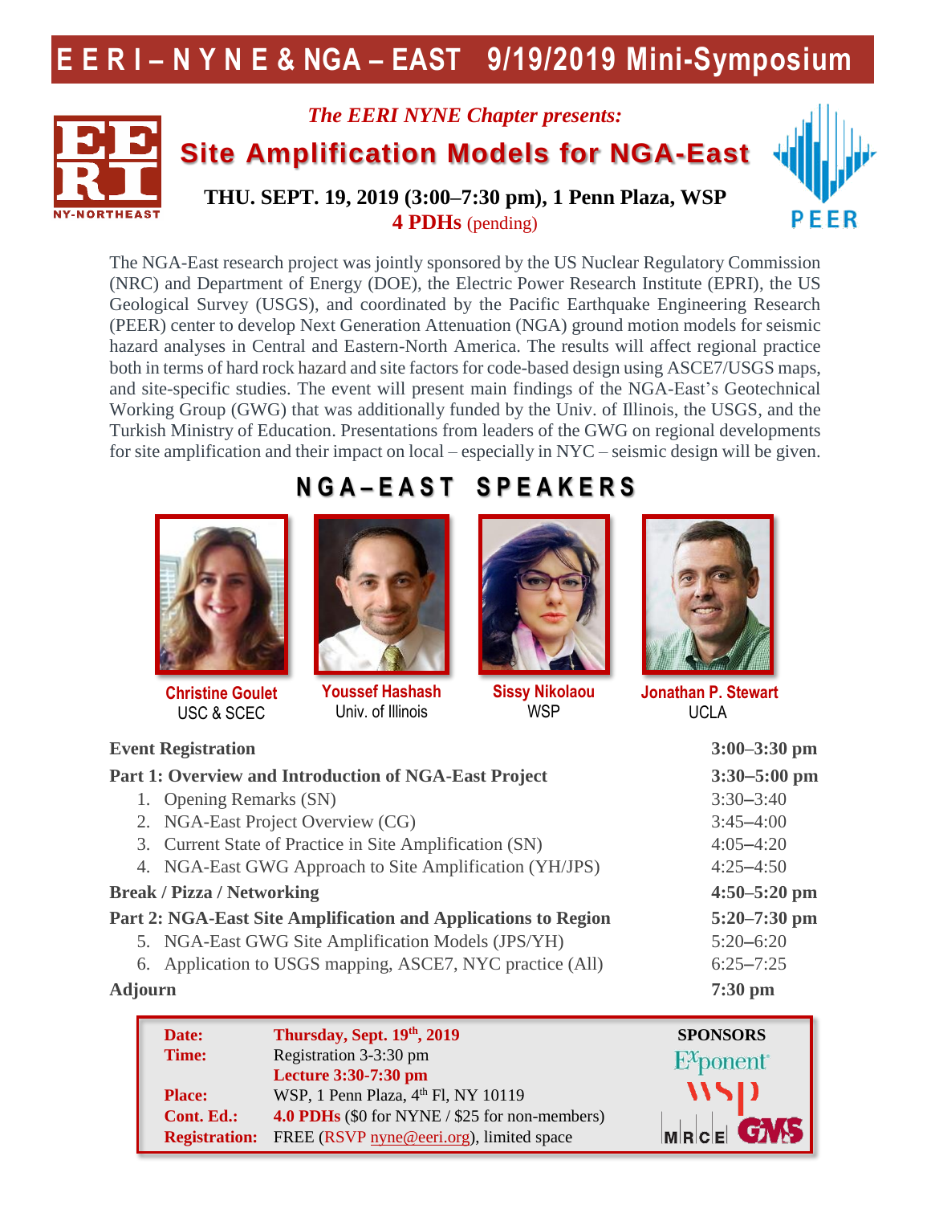# E E R I – N Y N E & NGA – EAST 9/19/2019 Mini-Symposium

*The EERI NYNE Chapter presents:*

## Site Amplification Models for NGA-East

**THU. SEPT. 19, 2019 (3:00–7:30 pm), 1 Penn Plaza, WSP**

**4 PDHs** (pending)

The NGA-East research project was jointly sponsored by the US Nuclear Regulatory Commission (NRC) and Department of Energy (DOE), the Electric Power Research Institute (EPRI), the US Geological Survey (USGS), and coordinated by the Pacific Earthquake Engineering Research (PEER) center to develop Next Generation Attenuation (NGA) ground motion models for seismic hazard analyses in Central and Eastern-North America. The results will affect regional practice both in terms of hard rock hazard and site factors for code-based design using ASCE7/USGS maps, and site-specific studies. The event will present main findings of the NGA-East's Geotechnical Working Group (GWG) that was additionally funded by the Univ. of Illinois, the USGS, and the Turkish Ministry of Education. Presentations from leaders of the GWG on regional developments for site amplification and their impact on local – especially in NYC – seismic design will be given.

## N G A – E A S T S P E A K E R S

**Christine Goulet**
USC & SCEC

**Youssef Hashash**
Univ. of Illinois

**Sissy Nikolaou**
WSP

**Jonathan P. Stewart**
UCLA

| | |
|---|---|
| **Event Registration** | **3:00–3:30 pm** |
| **Part 1: Overview and Introduction of NGA-East Project** | **3:30–5:00 pm** |
| 1. Opening Remarks (SN) | 3:30–3:40 |
| 2. NGA-East Project Overview (CG) | 3:45–4:00 |
| 3. Current State of Practice in Site Amplification (SN) | 4:05–4:20 |
| 4. NGA-East GWG Approach to Site Amplification (YH/JPS) | 4:25–4:50 |
| **Break / Pizza / Networking** | **4:50–5:20 pm** |
| **Part 2: NGA-East Site Amplification and Applications to Region** | **5:20–7:30 pm** |
| 5. NGA-East GWG Site Amplification Models (JPS/YH) | 5:20–6:20 |
| 6. Application to USGS mapping, ASCE7, NYC practice (All) | 6:25–7:25 |
| **Adjourn** | **7:30 pm** |

| | |
|---|---|
| **Date:** | **Thursday, Sept. 19th, 2019** |
| **Time:** | Registration 3-3:30 pm<br>**Lecture 3:30-7:30 pm** |
| **Place:** | WSP, 1 Penn Plaza, 4th Fl, NY 10119 |
| **Cont. Ed.:** | **4.0 PDHs** ($0 for NYNE / $25 for non-members) |
| **Registration:** | FREE (RSVP nyne@eeri.org), limited space |

**SPONSORS**

Exponent, WSP, MRCE, GMS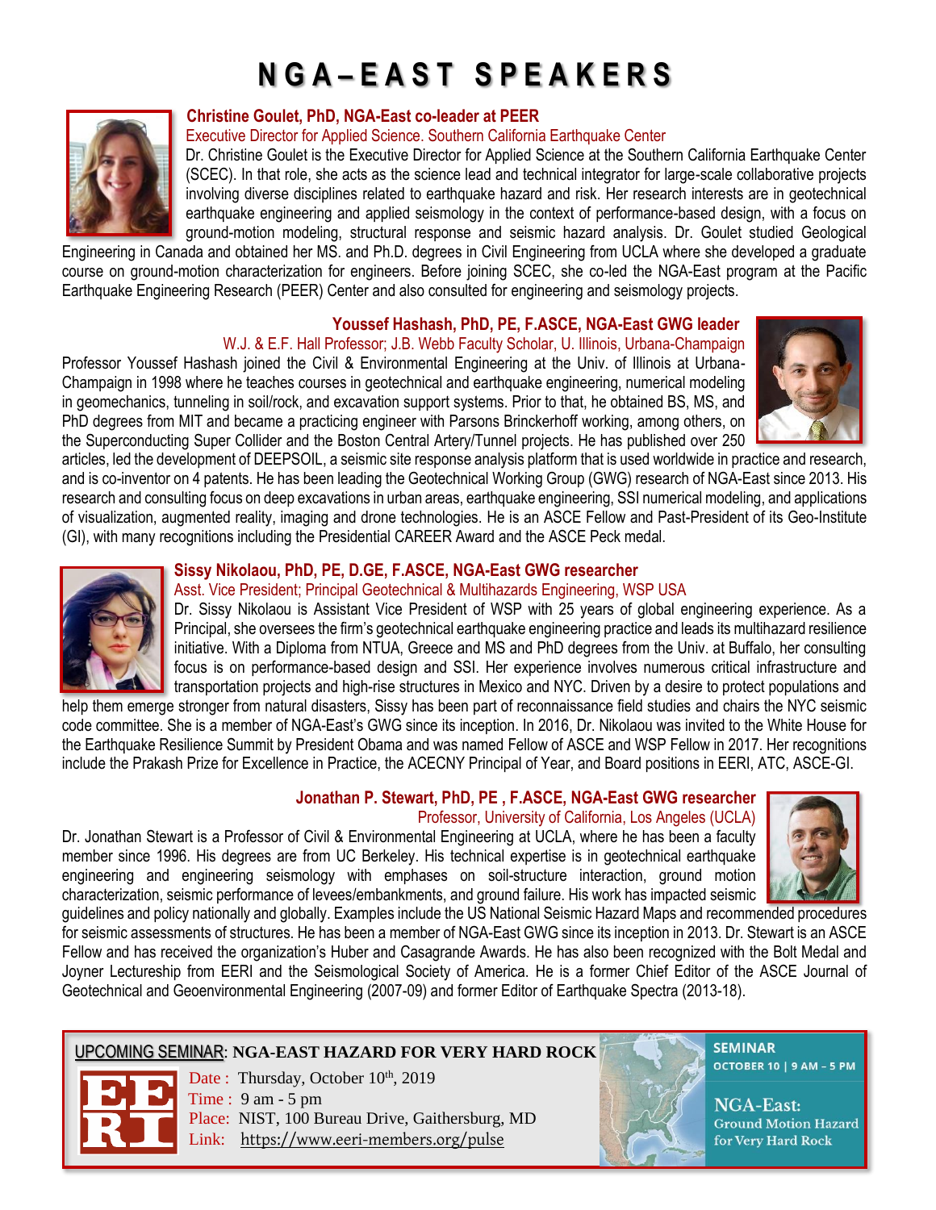# NGA–EAST SPEAKERS

### Christine Goulet, PhD, NGA-East co-leader at PEER

Executive Director for Applied Science. Southern California Earthquake Center

Dr. Christine Goulet is the Executive Director for Applied Science at the Southern California Earthquake Center (SCEC). In that role, she acts as the science lead and technical integrator for large-scale collaborative projects involving diverse disciplines related to earthquake hazard and risk. Her research interests are in geotechnical earthquake engineering and applied seismology in the context of performance-based design, with a focus on ground-motion modeling, structural response and seismic hazard analysis. Dr. Goulet studied Geological Engineering in Canada and obtained her MS. and Ph.D. degrees in Civil Engineering from UCLA where she developed a graduate course on ground-motion characterization for engineers. Before joining SCEC, she co-led the NGA-East program at the Pacific Earthquake Engineering Research (PEER) Center and also consulted for engineering and seismology projects.

### Youssef Hashash, PhD, PE, F.ASCE, NGA-East GWG leader

W.J. & E.F. Hall Professor; J.B. Webb Faculty Scholar, U. Illinois, Urbana-Champaign

Professor Youssef Hashash joined the Civil & Environmental Engineering at the Univ. of Illinois at Urbana-Champaign in 1998 where he teaches courses in geotechnical and earthquake engineering, numerical modeling in geomechanics, tunneling in soil/rock, and excavation support systems. Prior to that, he obtained BS, MS, and PhD degrees from MIT and became a practicing engineer with Parsons Brinckerhoff working, among others, on the Superconducting Super Collider and the Boston Central Artery/Tunnel projects. He has published over 250 articles, led the development of DEEPSOIL, a seismic site response analysis platform that is used worldwide in practice and research, and is co-inventor on 4 patents. He has been leading the Geotechnical Working Group (GWG) research of NGA-East since 2013. His research and consulting focus on deep excavations in urban areas, earthquake engineering, SSI numerical modeling, and applications of visualization, augmented reality, imaging and drone technologies. He is an ASCE Fellow and Past-President of its Geo-Institute (GI), with many recognitions including the Presidential CAREER Award and the ASCE Peck medal.

### Sissy Nikolaou, PhD, PE, D.GE, F.ASCE, NGA-East GWG researcher

Asst. Vice President; Principal Geotechnical & Multihazards Engineering, WSP USA

Dr. Sissy Nikolaou is Assistant Vice President of WSP with 25 years of global engineering experience. As a Principal, she oversees the firm's geotechnical earthquake engineering practice and leads its multihazard resilience initiative. With a Diploma from NTUA, Greece and MS and PhD degrees from the Univ. at Buffalo, her consulting focus is on performance-based design and SSI. Her experience involves numerous critical infrastructure and transportation projects and high-rise structures in Mexico and NYC. Driven by a desire to protect populations and help them emerge stronger from natural disasters, Sissy has been part of reconnaissance field studies and chairs the NYC seismic code committee. She is a member of NGA-East's GWG since its inception. In 2016, Dr. Nikolaou was invited to the White House for the Earthquake Resilience Summit by President Obama and was named Fellow of ASCE and WSP Fellow in 2017. Her recognitions include the Prakash Prize for Excellence in Practice, the ACECNY Principal of Year, and Board positions in EERI, ATC, ASCE-GI.

### Jonathan P. Stewart, PhD, PE , F.ASCE, NGA-East GWG researcher

Professor, University of California, Los Angeles (UCLA)

Dr. Jonathan Stewart is a Professor of Civil & Environmental Engineering at UCLA, where he has been a faculty member since 1996. His degrees are from UC Berkeley. His technical expertise is in geotechnical earthquake engineering and engineering seismology with emphases on soil-structure interaction, ground motion characterization, seismic performance of levees/embankments, and ground failure. His work has impacted seismic guidelines and policy nationally and globally. Examples include the US National Seismic Hazard Maps and recommended procedures for seismic assessments of structures. He has been a member of NGA-East GWG since its inception in 2013. Dr. Stewart is an ASCE Fellow and has received the organization's Huber and Casagrande Awards. He has also been recognized with the Bolt Medal and Joyner Lectureship from EERI and the Seismological Society of America. He is a former Chief Editor of the ASCE Journal of Geotechnical and Geoenvironmental Engineering (2007-09) and former Editor of Earthquake Spectra (2013-18).

---

UPCOMING SEMINAR: **NGA-EAST HAZARD FOR VERY HARD ROCK**

EERI

Date : Thursday, October 10th, 2019
Time : 9 am - 5 pm
Place: NIST, 100 Bureau Drive, Gaithersburg, MD
Link: https://www.eeri-members.org/pulse

SEMINAR
OCTOBER 10 | 9 AM – 5 PM

NGA-East:
Ground Motion Hazard for Very Hard Rock